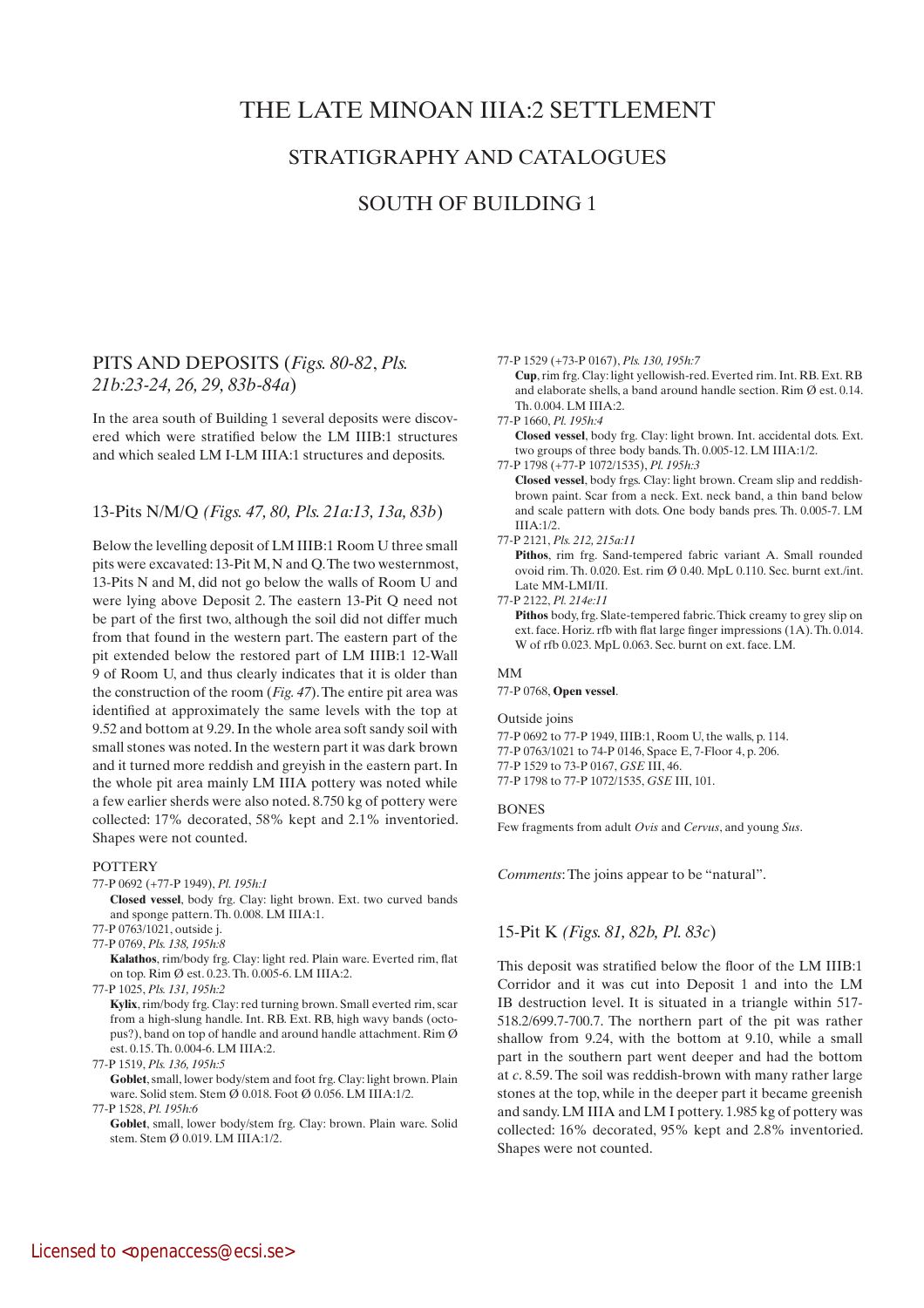# THE LATE MINOAN IIIA:2 SETTLEMENT

## STRATIGRAPHY AND CATALOGUES

## SOUTH OF BUILDING 1

### PITS AND DEPOSITS (*Figs. 80-82*, *Pls. 21b:23-24, 26, 29, 83b-84a*)

In the area south of Building 1 several deposits were discovered which were stratified below the LM IIIB:1 structures and which sealed LM I-LM IIIA:1 structures and deposits.

### 13-Pits N/M/Q *(Figs. 47, 80, Pls. 21a:13, 13a, 83b*)

Below the levelling deposit of LM IIIB:1 Room U three small pits were excavated: 13-Pit M, N and Q. The two westernmost, 13-Pits N and M, did not go below the walls of Room U and were lying above Deposit 2. The eastern 13-Pit Q need not be part of the first two, although the soil did not differ much from that found in the western part. The eastern part of the pit extended below the restored part of LM IIIB:1 12-Wall 9 of Room U, and thus clearly indicates that it is older than the construction of the room (*Fig. 47*). The entire pit area was identified at approximately the same levels with the top at 9.52 and bottom at 9.29. In the whole area soft sandy soil with small stones was noted. In the western part it was dark brown and it turned more reddish and greyish in the eastern part. In the whole pit area mainly LM IIIA pottery was noted while a few earlier sherds were also noted. 8.750 kg of pottery were collected: 17% decorated, 58% kept and 2.1% inventoried. Shapes were not counted.

POTTERY

77-P 0692 (+77-P 1949), *Pl. 195h:1*
**Closed vessel**, body frg. Clay: light brown. Ext. two curved bands and sponge pattern. Th. 0.008. LM IIIA:1.

77-P 0763/1021, outside j.

77-P 0769, *Pls. 138, 195h:8*
**Kalathos**, rim/body frg. Clay: light red. Plain ware. Everted rim, flat on top. Rim Ø est. 0.23. Th. 0.005-6. LM IIIA:2.

77-P 1025, *Pls. 131, 195h:2*
**Kylix**, rim/body frg. Clay: red turning brown. Small everted rim, scar from a high-slung handle. Int. RB. Ext. RB, high wavy bands (octopus?), band on top of handle and around handle attachment. Rim Ø est. 0.15. Th. 0.004-6. LM IIIA:2.

77-P 1519, *Pls. 136, 195h:5*
**Goblet**, small, lower body/stem and foot frg. Clay: light brown. Plain ware. Solid stem. Stem Ø 0.018. Foot Ø 0.056. LM IIIA:1/2.

77-P 1528, *Pl. 195h:6*
**Goblet**, small, lower body/stem frg. Clay: brown. Plain ware. Solid stem. Stem Ø 0.019. LM IIIA:1/2.

77-P 1529 (+73-P 0167), *Pls. 130, 195h:7*
**Cup**, rim frg. Clay: light yellowish-red. Everted rim. Int. RB. Ext. RB and elaborate shells, a band around handle section. Rim Ø est. 0.14. Th. 0.004. LM IIIA:2.

77-P 1660, *Pl. 195h:4*
**Closed vessel**, body frg. Clay: light brown. Int. accidental dots. Ext. two groups of three body bands. Th. 0.005-12. LM IIIA:1/2.

77-P 1798 (+77-P 1072/1535), *Pl. 195h:3*
**Closed vessel**, body frgs. Clay: light brown. Cream slip and reddish-brown paint. Scar from a neck. Ext. neck band, a thin band below and scale pattern with dots. One body bands pres. Th. 0.005-7. LM IIIA:1/2.

77-P 2121, *Pls. 212, 215a:11*
**Pithos**, rim frg. Sand-tempered fabric variant A. Small rounded ovoid rim. Th. 0.020. Est. rim Ø 0.40. MpL 0.110. Sec. burnt ext./int. Late MM-LMI/II.

77-P 2122, *Pl. 214e:11*
**Pithos** body, frg. Slate-tempered fabric. Thick creamy to grey slip on ext. face. Horiz. rfb with flat large finger impressions (1A). Th. 0.014. W of rfb 0.023. MpL 0.063. Sec. burnt on ext. face. LM.

MM

77-P 0768, **Open vessel**.

Outside joins

77-P 0692 to 77-P 1949, IIIB:1, Room U, the walls, p. 114.
77-P 0763/1021 to 74-P 0146, Space E, 7-Floor 4, p. 206.
77-P 1529 to 73-P 0167, *GSE* III, 46.
77-P 1798 to 77-P 1072/1535, *GSE* III, 101.

BONES

Few fragments from adult *Ovis* and *Cervus*, and young *Sus*.

*Comments*: The joins appear to be "natural".

### 15-Pit K *(Figs. 81, 82b, Pl. 83c*)

This deposit was stratified below the floor of the LM IIIB:1 Corridor and it was cut into Deposit 1 and into the LM IB destruction level. It is situated in a triangle within 517-518.2/699.7-700.7. The northern part of the pit was rather shallow from 9.24, with the bottom at 9.10, while a small part in the southern part went deeper and had the bottom at *c*. 8.59. The soil was reddish-brown with many rather large stones at the top, while in the deeper part it became greenish and sandy. LM IIIA and LM I pottery. 1.985 kg of pottery was collected: 16% decorated, 95% kept and 2.8% inventoried. Shapes were not counted.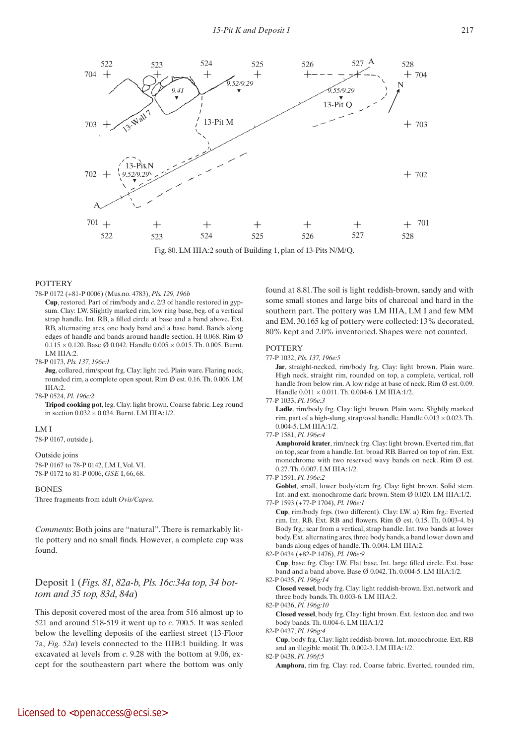Fig. 80. LM IIIA:2 south of Building 1, plan of 13-Pits N/M/Q.

## POTTERY

78-P 0172 (+81-P 0006) (Mus.no. 4783), *Pls. 129, 196b*

**Cup**, restored. Part of rim/body and *c.* 2/3 of handle restored in gypsum. Clay: LW. Slightly marked rim, low ring base, beg. of a vertical strap handle. Int. RB, a filled circle at base and a band above. Ext. RB, alternating arcs, one body band and a base band. Bands along edges of handle and bands around handle section. H 0.068. Rim Ø 0.115 × 0.120. Base Ø 0.042. Handle 0.005 × 0.015. Th. 0.005. Burnt. LM IIIA:2.

78-P 0173, *Pls. 137, 196c:1*

**Jug**, collared, rim/spout frg. Clay: light red. Plain ware. Flaring neck, rounded rim, a complete open spout. Rim Ø est. 0.16. Th. 0.006. LM IIIA:2.

78-P 0524, *Pl. 196c:2*

**Tripod cooking pot**, leg. Clay: light brown. Coarse fabric. Leg round in section 0.032 × 0.034. Burnt. LM IIIA:1/2.

## LM I

78-P 0167, outside j.

## Outside joins

78-P 0167 to 78-P 0142, LM I, Vol. VI.
78-P 0172 to 81-P 0006, *GSE* I, 66, 68.

## BONES

Three fragments from adult *Ovis/Capra*.

*Comments*: Both joins are "natural". There is remarkably little pottery and no small finds. However, a complete cup was found.

## Deposit 1 (*Figs. 81, 82a-b, Pls. 16c:34a top, 34 bottom and 35 top, 83d, 84a*)

This deposit covered most of the area from 516 almost up to 521 and around 518-519 it went up to *c.* 700.5. It was sealed below the levelling deposits of the earliest street (13-Floor 7a, *Fig. 52a*) levels connected to the IIIB:1 building. It was excavated at levels from *c.* 9.28 with the bottom at 9.06, except for the southeastern part where the bottom was only found at 8.81.The soil is light reddish-brown, sandy and with some small stones and large bits of charcoal and hard in the southern part. The pottery was LM IIIA, LM I and few MM and EM. 30.165 kg of pottery were collected: 13% decorated, 80% kept and 2.0% inventoried. Shapes were not counted.

## POTTERY

77-P 1032, *Pls. 137, 196e:5*

**Jar**, straight-necked, rim/body frg. Clay: light brown. Plain ware. High neck, straight rim, rounded on top, a complete, vertical, roll handle from below rim. A low ridge at base of neck. Rim Ø est. 0.09. Handle 0.011 × 0.011. Th. 0.004-6. LM IIIA:1/2.

77-P 1033, *Pl. 196e:3*

**Ladle**, rim/body frg. Clay: light brown. Plain ware. Slightly marked rim, part of a high-slung, strap/oval handle. Handle 0.013 × 0.023. Th. 0.004-5. LM IIIA:1/2.

77-P 1581, *Pl. 196e:4*

**Amphoroid krater**, rim/neck frg. Clay: light brown. Everted rim, flat on top, scar from a handle. Int. broad RB. Barred on top of rim. Ext. monochrome with two reserved wavy bands on neck. Rim Ø est. 0.27. Th. 0.007. LM IIIA:1/2.

77-P 1591, *Pl. 196e:2*

**Goblet**, small, lower body/stem frg. Clay: light brown. Solid stem. Int. and ext. monochrome dark brown. Stem Ø 0.020. LM IIIA:1/2.

77-P 1593 (+77-P 1704), *Pl. 196e:1*

**Cup**, rim/body frgs. (two different). Clay: LW. a) Rim frg.: Everted rim. Int. RB. Ext. RB and flowers. Rim Ø est. 0.15. Th. 0.003-4. b) Body frg.: scar from a vertical, strap handle. Int. two bands at lower body. Ext. alternating arcs, three body bands, a band lower down and bands along edges of handle. Th. 0.004. LM IIIA:2.

82-P 0434 (+82-P 1476), *Pl. 196e:9*

**Cup**, base frg. Clay: LW. Flat base. Int. large filled circle. Ext. base band and a band above. Base Ø 0.042. Th. 0.004-5. LM IIIA:1/2.

82-P 0435, *Pl. 196g:14*

**Closed vessel**, body frg. Clay: light reddish-brown. Ext. network and three body bands. Th. 0.003-6. LM IIIA:2.

82-P 0436, *Pl. 196g:10*

**Closed vessel**, body frg. Clay: light brown. Ext. festoon dec. and two body bands. Th. 0.004-6. LM IIIA:1/2

82-P 0437, *Pl. 196g:4*

**Cup**, body frg. Clay: light reddish-brown. Int. monochrome. Ext. RB and an illegible motif. Th. 0.002-3. LM IIIA:1/2.

82-P 0438, *Pl. 196f:5*

**Amphora**, rim frg. Clay: red. Coarse fabric. Everted, rounded rim,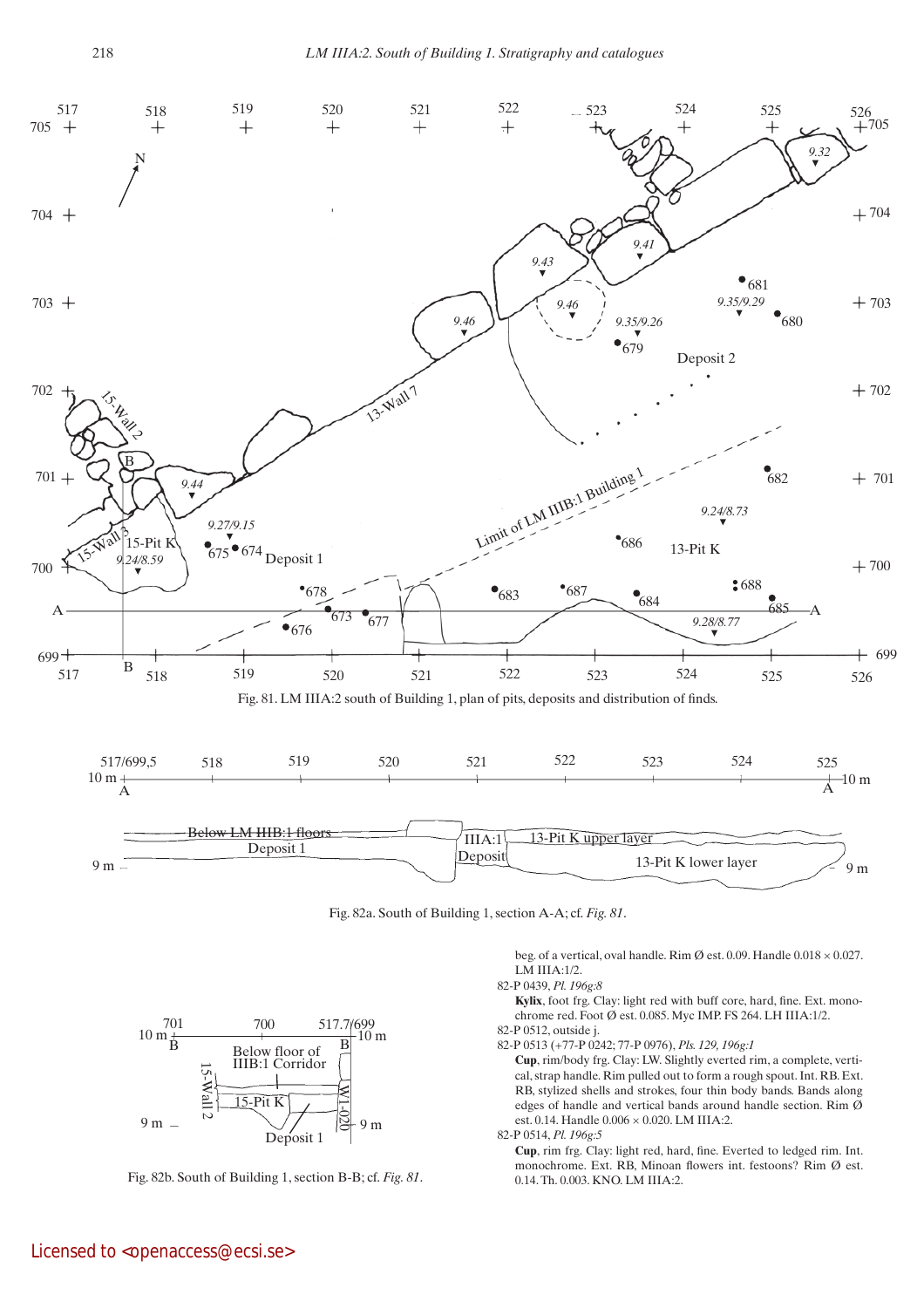Fig. 81. LM IIIA:2 south of Building 1, plan of pits, deposits and distribution of finds.

Fig. 82a. South of Building 1, section A-A; cf. *Fig. 81*.

Fig. 82b. South of Building 1, section B-B; cf. *Fig. 81*.

beg. of a vertical, oval handle. Rim Ø est. 0.09. Handle 0.018 × 0.027. LM IIIA:1/2.

82-P 0439, *Pl. 196g:8*

**Kylix**, foot frg. Clay: light red with buff core, hard, fine. Ext. monochrome red. Foot Ø est. 0.085. Myc IMP. FS 264. LH IIIA:1/2.

82-P 0512, outside j.

82-P 0513 (+77-P 0242; 77-P 0976), *Pls. 129, 196g:1*

**Cup**, rim/body frg. Clay: LW. Slightly everted rim, a complete, vertical, strap handle. Rim pulled out to form a rough spout. Int. RB. Ext. RB, stylized shells and strokes, four thin body bands. Bands along edges of handle and vertical bands around handle section. Rim Ø est. 0.14. Handle 0.006 × 0.020. LM IIIA:2.

82-P 0514, *Pl. 196g:5*

**Cup**, rim frg. Clay: light red, hard, fine. Everted to ledged rim. Int. monochrome. Ext. RB, Minoan flowers int. festoons? Rim Ø est. 0.14. Th. 0.003. KNO. LM IIIA:2.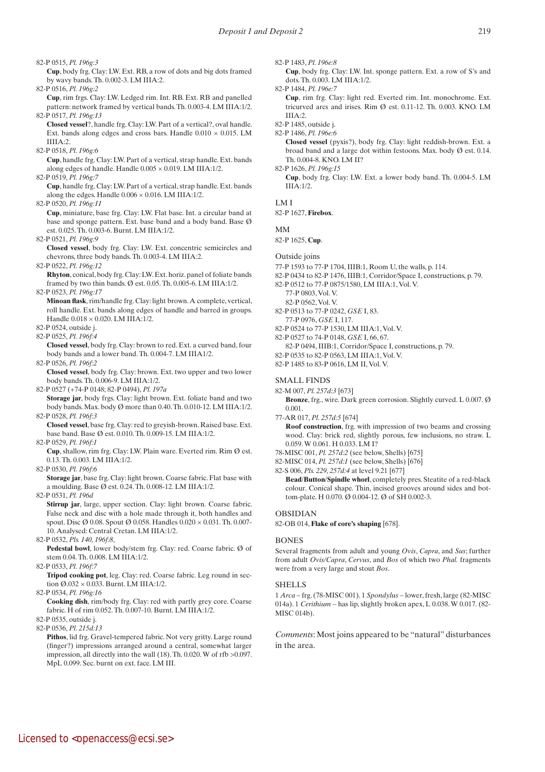82-P 0515, *Pl. 196g:3*

**Cup**, body frg. Clay: LW. Ext. RB, a row of dots and big dots framed by wavy bands. Th. 0.002-3. LM IIIA:2.

82-P 0516, *Pl. 196g:2*

**Cup**, rim frgs. Clay: LW. Ledged rim. Int. RB. Ext. RB and panelled pattern: network framed by vertical bands. Th. 0.003-4. LM IIIA:1/2.

82-P 0517, *Pl. 196g:13*

**Closed vessel**?, handle frg. Clay: LW. Part of a vertical?, oval handle. Ext. bands along edges and cross bars. Handle 0.010 × 0.015. LM IIIA:2.

82-P 0518, *Pl. 196g:6*

**Cup**, handle frg. Clay: LW. Part of a vertical, strap handle. Ext. bands along edges of handle. Handle 0.005 × 0.019. LM IIIA:1/2.

82-P 0519, *Pl. 196g:7*

**Cup**, handle frg. Clay: LW. Part of a vertical, strap handle. Ext. bands along the edges. Handle 0.006 × 0.016. LM IIIA:1/2.

82-P 0520, *Pl. 196g:11*

**Cup**, miniature, base frg. Clay: LW. Flat base. Int. a circular band at base and sponge pattern. Ext. base band and a body band. Base Ø est. 0.025. Th. 0.003-6. Burnt. LM IIIA:1/2.

82-P 0521, *Pl. 196g:9*

**Closed vessel**, body frg. Clay: LW. Ext. concentric semicircles and chevrons, three body bands. Th. 0.003-4. LM IIIA:2.

82-P 0522, *Pl. 196g:12*

**Rhyton**, conical, body frg. Clay: LW. Ext. horiz. panel of foliate bands framed by two thin bands. Ø est. 0.05. Th. 0.005-6. LM IIIA:1/2.

82-P 0523, *Pl. 196g:17*

**Minoan flask**, rim/handle frg. Clay: light brown. A complete, vertical, roll handle. Ext. bands along edges of handle and barred in groups. Handle 0.018 × 0.020. LM IIIA:1/2.

82-P 0524, outside j.

82-P 0525, *Pl. 196f:4*

**Closed vessel**, body frg. Clay: brown to red. Ext. a curved band, four body bands and a lower band. Th. 0.004-7. LM IIIA1/2.

82-P 0526, *Pl. 196f:2*

**Closed vessel**, body frg. Clay: brown. Ext. two upper and two lower body bands. Th. 0.006-9. LM IIIA:1/2.

82-P 0527 (+74-P 0148; 82-P 0494), *Pl. 197a*

**Storage jar**, body frgs. Clay: light brown. Ext. foliate band and two body bands. Max. body Ø more than 0.40. Th. 0.010-12. LM IIIA:1/2.

82-P 0528, *Pl. 196f:3*

**Closed vessel**, base frg. Clay: red to greyish-brown. Raised base. Ext. base band. Base Ø est. 0.010. Th. 0.009-15. LM IIIA:1/2.

82-P 0529, *Pl. 196f:1*

**Cup**, shallow, rim frg. Clay: LW. Plain ware. Everted rim. Rim Ø est. 0.13. Th. 0.003. LM IIIA:1/2.

82-P 0530, *Pl. 196f:6*

**Storage jar**, base frg. Clay: light brown. Coarse fabric. Flat base with a moulding. Base Ø est. 0.24. Th. 0.008-12. LM IIIA:1/2.

82-P 0531, *Pl. 196d*

**Stirrup jar**, large, upper section. Clay: light brown. Coarse fabric. False neck and disc with a hole made through it, both handles and spout. Disc Ø 0.08. Spout Ø 0.058. Handles 0.020 × 0.031. Th. 0.007-10. Analysed: Central Cretan. LM IIIA:1/2.

82-P 0532, *Pls. 140, 196f:8*,

**Pedestal bowl**, lower body/stem frg. Clay: red. Coarse fabric. Ø of stem 0.04. Th. 0.008. LM IIIA:1/2.

82-P 0533, *Pl. 196f:7*

**Tripod cooking pot**, leg. Clay: red. Coarse fabric. Leg round in section Ø.032 × 0.033. Burnt. LM IIIA:1/2.

82-P 0534, *Pl. 196g:16*

**Cooking dish**, rim/body frg. Clay: red with partly grey core. Coarse fabric. H of rim 0.052. Th. 0.007-10. Burnt. LM IIIA:1/2.

82-P 0535, outside j.

82-P 0536, *Pl. 215d:13*

**Pithos**, lid frg. Gravel-tempered fabric. Not very gritty. Large round (finger?) impressions arranged around a central, somewhat larger impression, all directly into the wall (18). Th. 0.020. W of rfb >0.097. MpL 0.099. Sec. burnt on ext. face. LM III.

82-P 1483, *Pl. 196e:8*

**Cup**, body frg. Clay: LW. Int. sponge pattern. Ext. a row of S's and dots. Th. 0.003. LM IIIA:1/2.

82-P 1484, *Pl. 196e:7*

**Cup**, rim frg. Clay: light red. Everted rim. Int. monochrome. Ext. tricurved arcs and irises. Rim Ø est. 0.11-12. Th. 0.003. KNO. LM IIIA:2.

82-P 1485, outside j.

82-P 1486, *Pl. 196e:6*

**Closed vessel** (pyxis?), body frg. Clay: light reddish-brown. Ext. a broad band and a large dot within festoons. Max. body Ø est. 0.14. Th. 0.004-8. KNO. LM II?

82-P 1626, *Pl. 196g:15*

**Cup**, body frg. Clay: LW. Ext. a lower body band. Th. 0.004-5. LM IIIA:1/2.

LM I

82-P 1627, **Firebox**.

MM

82-P 1625, **Cup**.

Outside joins

77-P 1593 to 77-P 1704, IIIB:1, Room U, the walls, p. 114.
82-P 0434 to 82-P 1476, IIIB:1, Corridor/Space I, constructions, p. 79.
82-P 0512 to 77-P 0875/1580, LM IIIA:1, Vol. V.
77-P 0803, Vol. V.
82-P 0562, Vol. V.
82-P 0513 to 77-P 0242, *GSE* I, 83.
77-P 0976, *GSE* I, 117.
82-P 0524 to 77-P 1530, LM IIIA:1, Vol. V.
82-P 0527 to 74-P 0148, *GSE* I, 66, 67.
82-P 0494, IIIB:1, Corridor/Space I, constructions, p. 79.
82-P 0535 to 82-P 0563, LM IIIA:1, Vol. V.
82-P 1485 to 83-P 0616, LM II, Vol. V.

## SMALL FINDS

82-M 007, *Pl. 257d:3* [673]

**Bronze**, frg., wire. Dark green corrosion. Slightly curved. L 0.007. Ø 0.001.

77-AR 017, *Pl. 257d:5* [674]

**Roof construction**, frg. with impression of two beams and crossing wood. Clay: brick red, slightly porous, few inclusions, no straw. L 0.059. W 0.061. H 0.033. LM I?

78-MISC 001, *Pl. 257d:2* (see below, Shells) [675]

82-MISC 014, *Pl. 257d:1* (see below, Shells) [676]

82-S 006, *Pls. 229, 257d:4* at level 9.21 [677]

**Bead/Button/Spindle whorl**, completely pres. Steatite of a red-black colour. Conical shape. Thin, incised grooves around sides and bottom-plate. H 0.070. Ø 0.004-12. Ø of SH 0.002-3.

## OBSIDIAN

82-OB 014, **Flake of core's shaping** [678].

## BONES

Several fragments from adult and young *Ovis*, *Capra*, and *Sus*; further from adult *Ovis/Capra*, *Cervus*, and *Bos* of which two *Phal.* fragments were from a very large and stout *Bos*.

## SHELLS

1 *Arca* – frg. (78-MISC 001). 1 *Spondylus* – lower, fresh, large (82-MISC 014a). 1 *Cerithium* – has lip, slightly broken apex, L 0.038. W 0.017. (82-MISC 014b).

*Comments*: Most joins appeared to be "natural" disturbances in the area.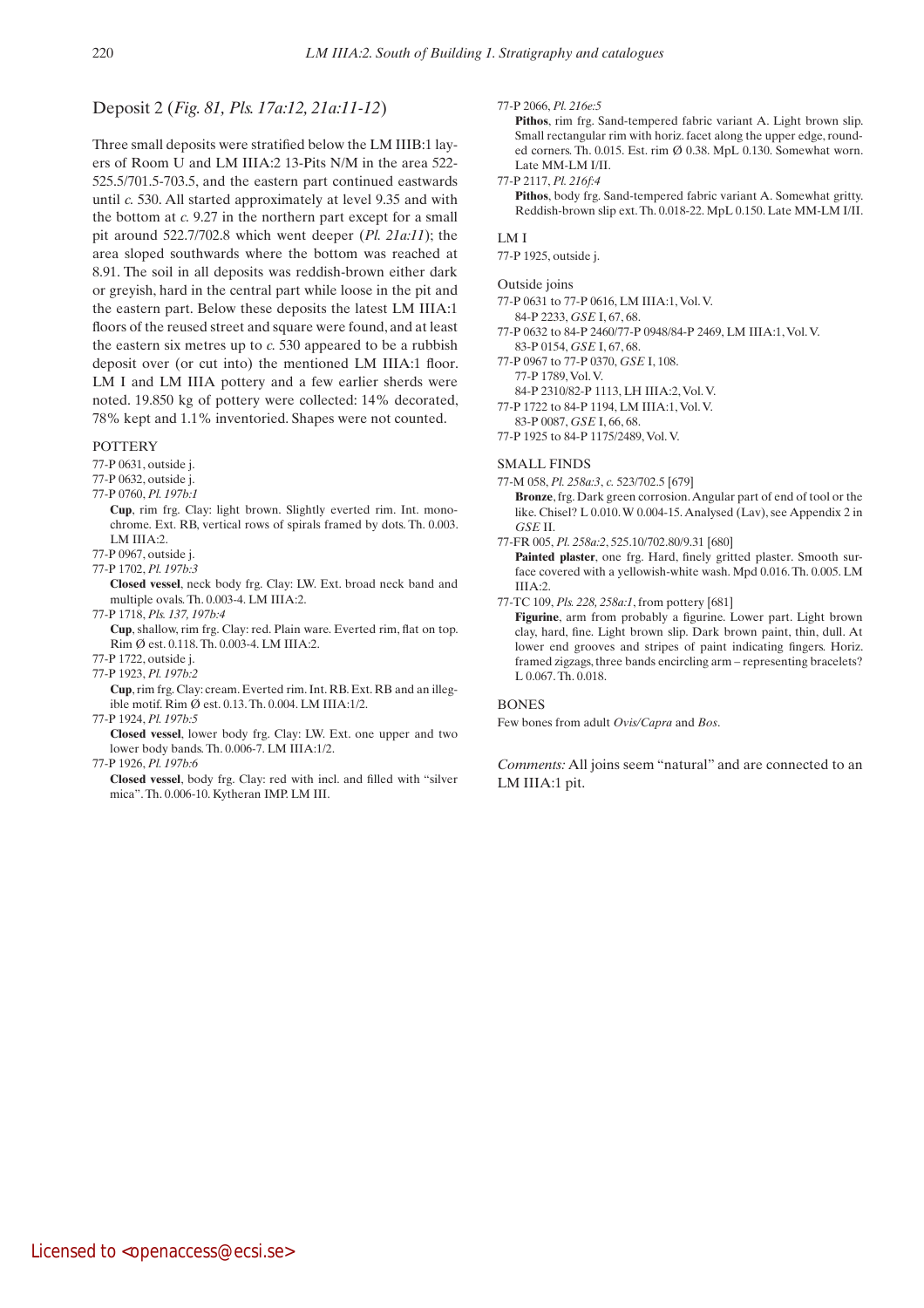## Deposit 2 (*Fig. 81, Pls. 17a:12, 21a:11-12*)

Three small deposits were stratified below the LM IIIB:1 layers of Room U and LM IIIA:2 13-Pits N/M in the area 522-525.5/701.5-703.5, and the eastern part continued eastwards until *c.* 530. All started approximately at level 9.35 and with the bottom at *c.* 9.27 in the northern part except for a small pit around 522.7/702.8 which went deeper (*Pl. 21a:11*); the area sloped southwards where the bottom was reached at 8.91. The soil in all deposits was reddish-brown either dark or greyish, hard in the central part while loose in the pit and the eastern part. Below these deposits the latest LM IIIA:1 floors of the reused street and square were found, and at least the eastern six metres up to *c.* 530 appeared to be a rubbish deposit over (or cut into) the mentioned LM IIIA:1 floor. LM I and LM IIIA pottery and a few earlier sherds were noted. 19.850 kg of pottery were collected: 14% decorated, 78% kept and 1.1% inventoried. Shapes were not counted.

### POTTERY

77-P 0631, outside j.

77-P 0632, outside j.

77-P 0760, *Pl. 197b:1*
**Cup**, rim frg. Clay: light brown. Slightly everted rim. Int. monochrome. Ext. RB, vertical rows of spirals framed by dots. Th. 0.003. LM IIIA:2.

77-P 0967, outside j.

77-P 1702, *Pl. 197b:3*
**Closed vessel**, neck body frg. Clay: LW. Ext. broad neck band and multiple ovals. Th. 0.003-4. LM IIIA:2.

77-P 1718, *Pls. 137, 197b:4*
**Cup**, shallow, rim frg. Clay: red. Plain ware. Everted rim, flat on top. Rim Ø est. 0.118. Th. 0.003-4. LM IIIA:2.

77-P 1722, outside j.

77-P 1923, *Pl. 197b:2*
**Cup**, rim frg. Clay: cream. Everted rim. Int. RB. Ext. RB and an illegible motif. Rim Ø est. 0.13. Th. 0.004. LM IIIA:1/2.

77-P 1924, *Pl. 197b:5*
**Closed vessel**, lower body frg. Clay: LW. Ext. one upper and two lower body bands. Th. 0.006-7. LM IIIA:1/2.

77-P 1926, *Pl. 197b:6*
**Closed vessel**, body frg. Clay: red with incl. and filled with "silver mica". Th. 0.006-10. Kytheran IMP. LM III.

77-P 2066, *Pl. 216e:5*
**Pithos**, rim frg. Sand-tempered fabric variant A. Light brown slip. Small rectangular rim with horiz. facet along the upper edge, rounded corners. Th. 0.015. Est. rim Ø 0.38. MpL 0.130. Somewhat worn. Late MM-LM I/II.

77-P 2117, *Pl. 216f:4*
**Pithos**, body frg. Sand-tempered fabric variant A. Somewhat gritty. Reddish-brown slip ext. Th. 0.018-22. MpL 0.150. Late MM-LM I/II.

LM I

77-P 1925, outside j.

Outside joins

77-P 0631 to 77-P 0616, LM IIIA:1, Vol. V.
84-P 2233, *GSE* I, 67, 68.

77-P 0632 to 84-P 2460/77-P 0948/84-P 2469, LM IIIA:1, Vol. V.
83-P 0154, *GSE* I, 67, 68.

77-P 0967 to 77-P 0370, *GSE* I, 108.
77-P 1789, Vol. V.
84-P 2310/82-P 1113, LH IIIA:2, Vol. V.

77-P 1722 to 84-P 1194, LM IIIA:1, Vol. V.
83-P 0087, *GSE* I, 66, 68.

77-P 1925 to 84-P 1175/2489, Vol. V.

### SMALL FINDS

77-M 058, *Pl. 258a:3*, *c.* 523/702.5 [679]
**Bronze**, frg. Dark green corrosion. Angular part of end of tool or the like. Chisel? L 0.010. W 0.004-15. Analysed (Lav), see Appendix 2 in *GSE* II.

77-FR 005, *Pl. 258a:2*, 525.10/702.80/9.31 [680]
**Painted plaster**, one frg. Hard, finely gritted plaster. Smooth surface covered with a yellowish-white wash. Mpd 0.016. Th. 0.005. LM IIIA:2.

77-TC 109, *Pls. 228, 258a:1*, from pottery [681]
**Figurine**, arm from probably a figurine. Lower part. Light brown clay, hard, fine. Light brown slip. Dark brown paint, thin, dull. At lower end grooves and stripes of paint indicating fingers. Horiz. framed zigzags, three bands encircling arm – representing bracelets? L 0.067. Th. 0.018.

### BONES

Few bones from adult *Ovis/Capra* and *Bos*.

*Comments:* All joins seem "natural" and are connected to an LM IIIA:1 pit.